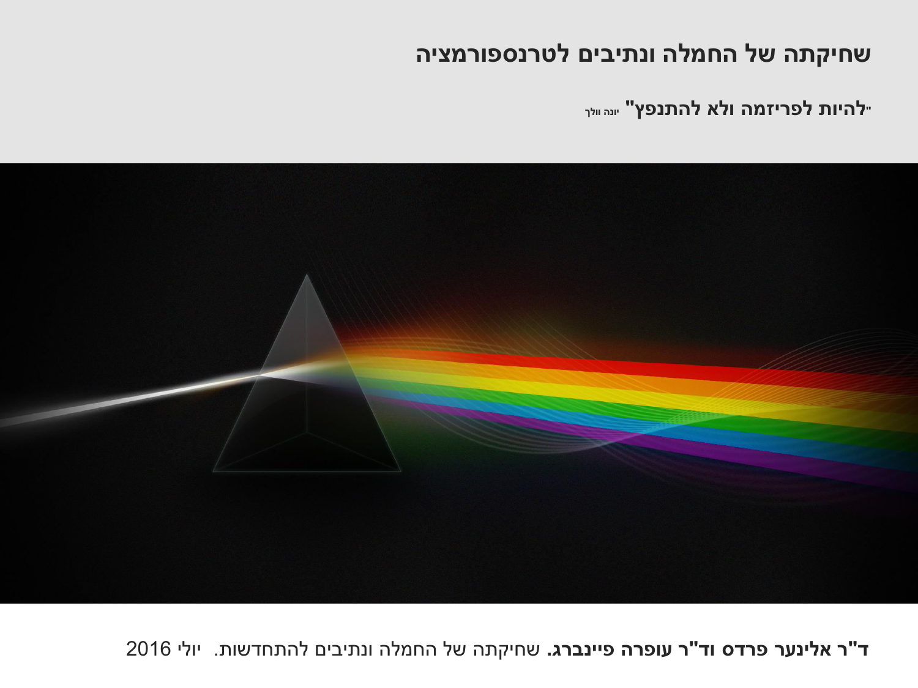# שחיקתה של החמלה ונתיבים לטרנספורמציה

**"להיות לפריזמה ולא להתנפץ"** יונה וולך

**ד"ר אלינער פרדס וד"ר עופרה פיינברג.** שחיקתה של החמלה ונתיבים להתחדשות. יולי 2016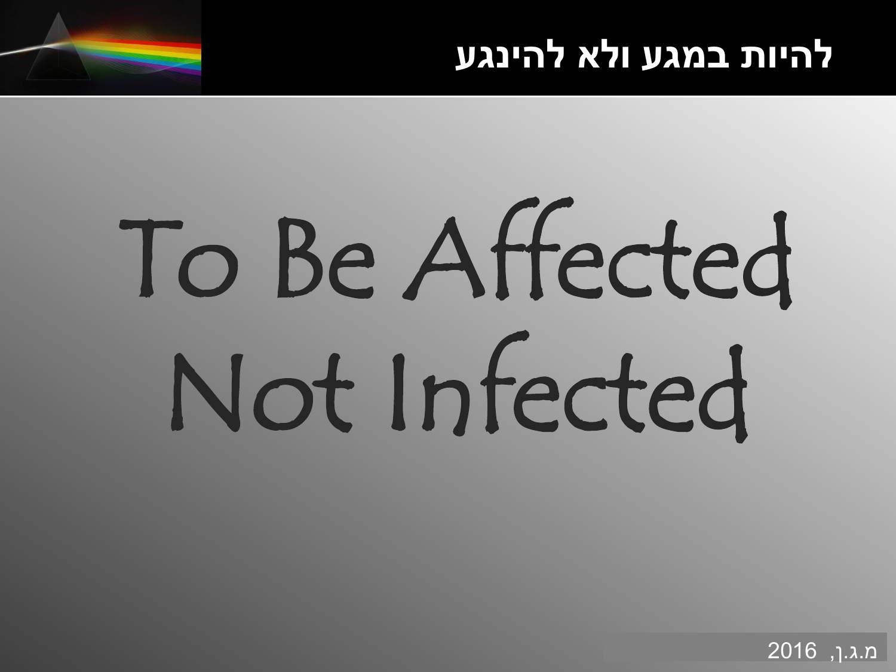# להיות במגע ולא להינגע

# To Be Affected
# Not Infected

מ.ג.ן, 2016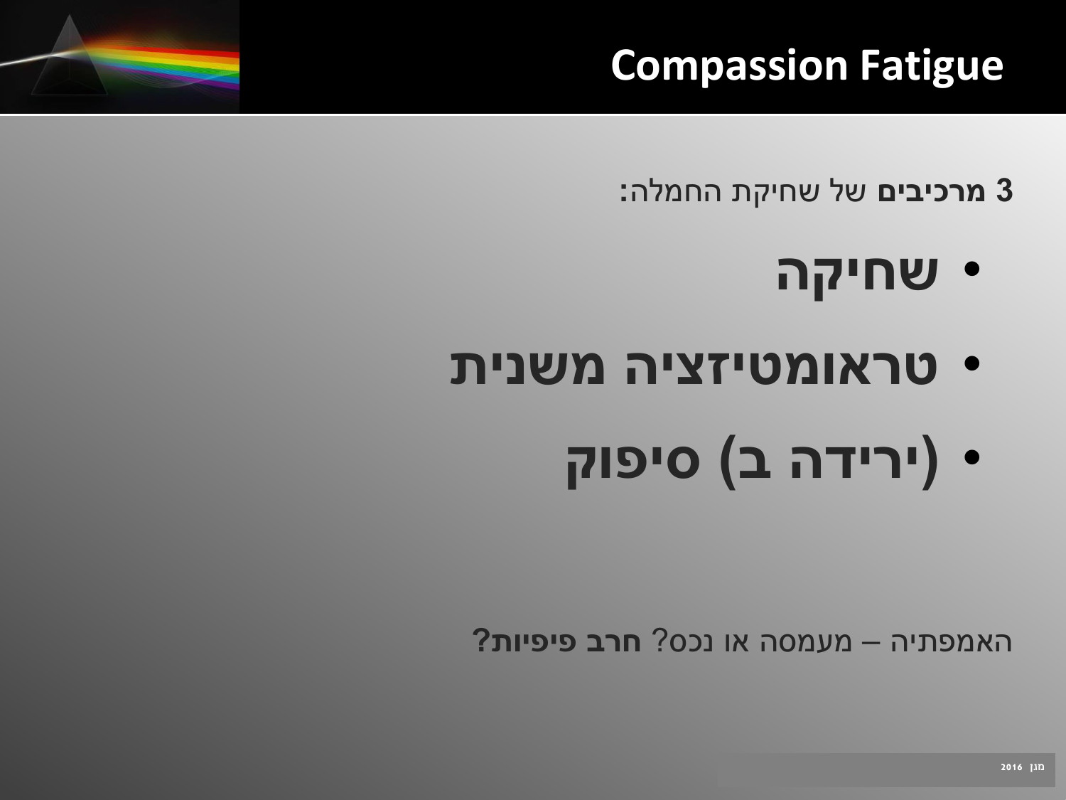# Compassion Fatigue

**3 מרכיבים** של שחיקת החמלה:

- **שחיקה**
- **טראומטיזציה משנית**
- **(ירידה ב) סיפוק**

האמפתיה – מעמסה או נכס? **חרב פיפיות?**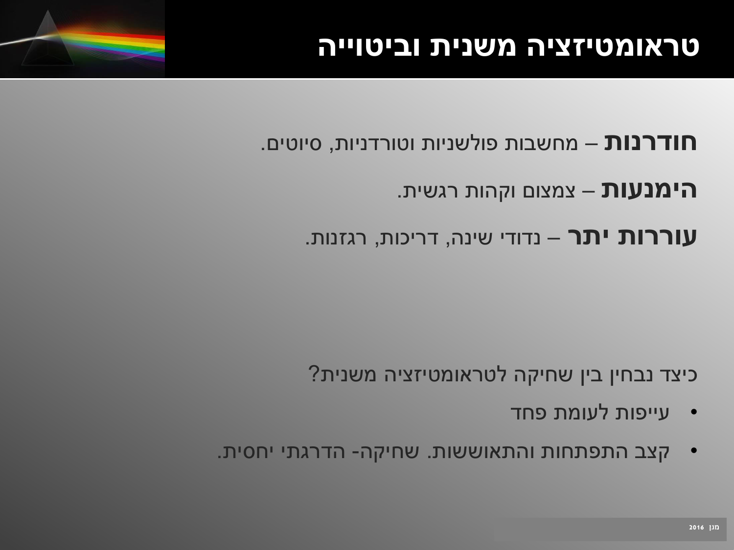# טראומטיזציה משנית וביטוייה

**חודרנות** – מחשבות פולשניות וטורדניות, סיוטים.

**הימנעות** – צמצום וקהות רגשית.

**עוררות יתר** – נדודי שינה, דריכות, רגזנות.

כיצד נבחין בין שחיקה לטראומטיזציה משנית?

- עייפות לעומת פחד
- קצב התפתחות והתאוששות. שחיקה- הדרגתי יחסית.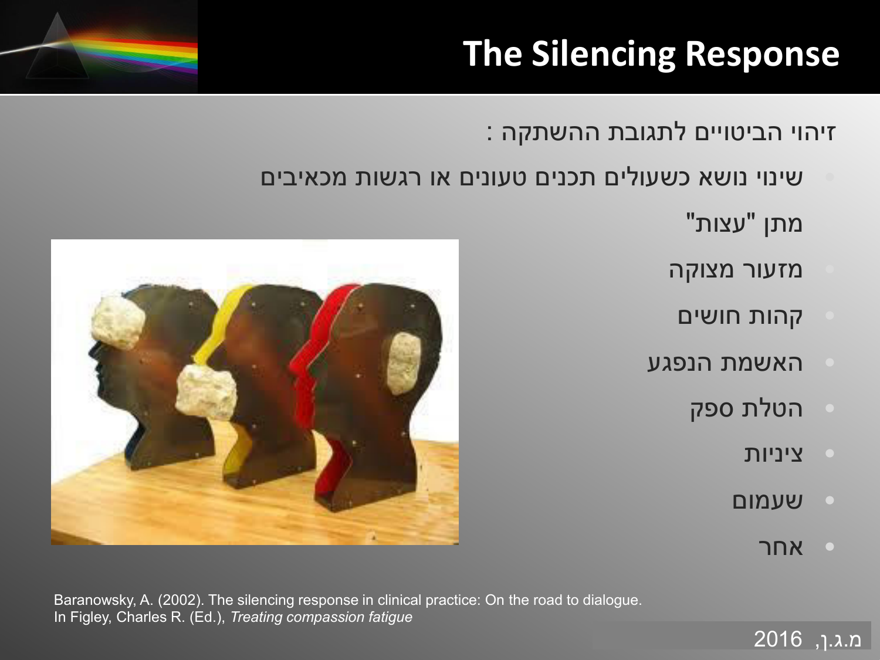# The Silencing Response

זיהוי הביטויים לתגובת ההשתקה :

- שינוי נושא כשעולים תכנים טעונים או רגשות מכאיבים
- מתן "עצות"
- מזעור מצוקה
- קהות חושים
- האשמת הנפגע
- הטלת ספק
- ציניות
- שעמום
- אחר

Baranowsky, A. (2002). The silencing response in clinical practice: On the road to dialogue. In Figley, Charles R. (Ed.), *Treating compassion fatigue*

מ.ג.ן, 2016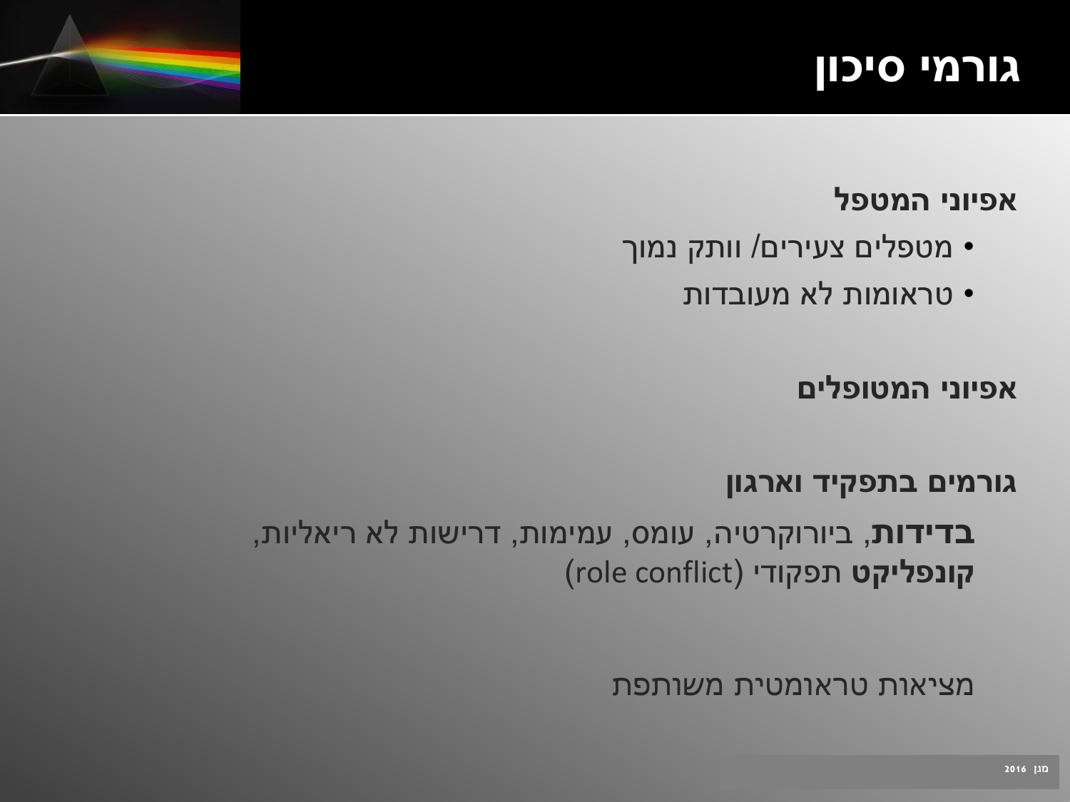# גורמי סיכון

**אפיוני המטפל**

- מטפלים צעירים/ וותק נמוך
- טראומות לא מעובדות

**אפיוני המטופלים**

**גורמים בתפקיד וארגון**

**בדידות**, ביורוקרטיה, עומס, עמימות, דרישות לא ריאליות, **קונפליקט** תפקודי (role conflict)

מציאות טראומטית משותפת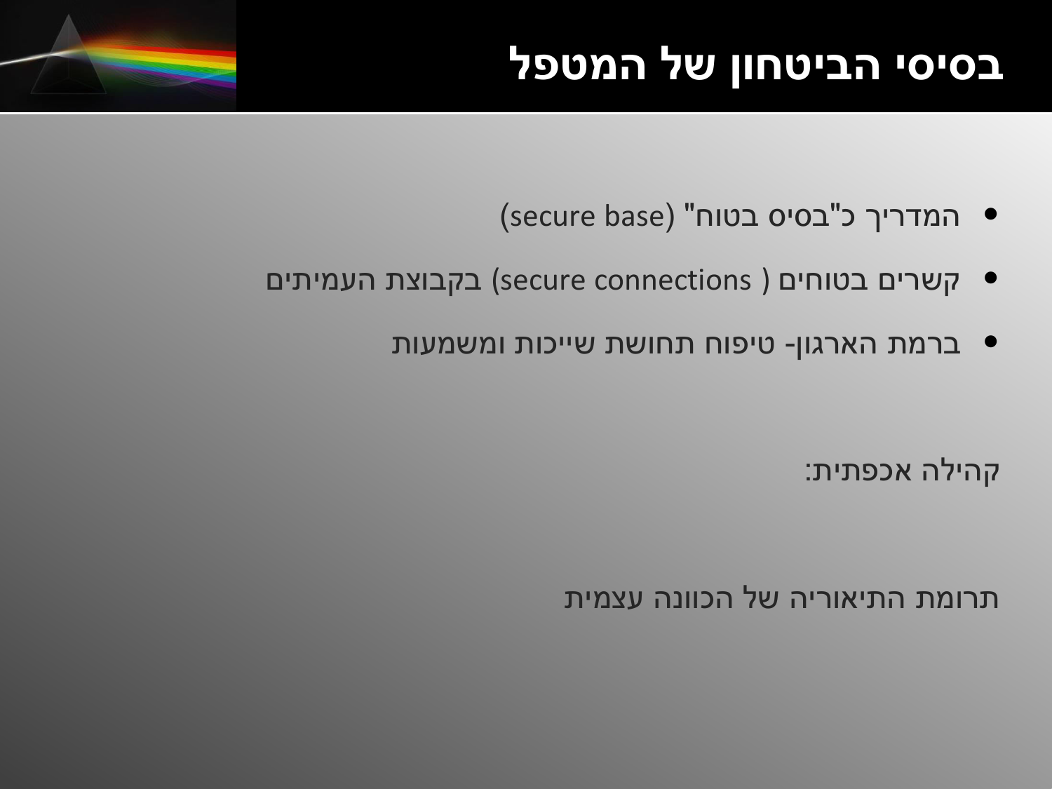# בסיסי הביטחון של המטפל

- המדריך כ"בסיס בטוח" (secure base)
- קשרים בטוחים ( secure connections) בקבוצת העמיתים
- ברמת הארגון- טיפוח תחושת שייכות ומשמעות

קהילה אכפתית:

תרומת התיאוריה של הכוונה עצמית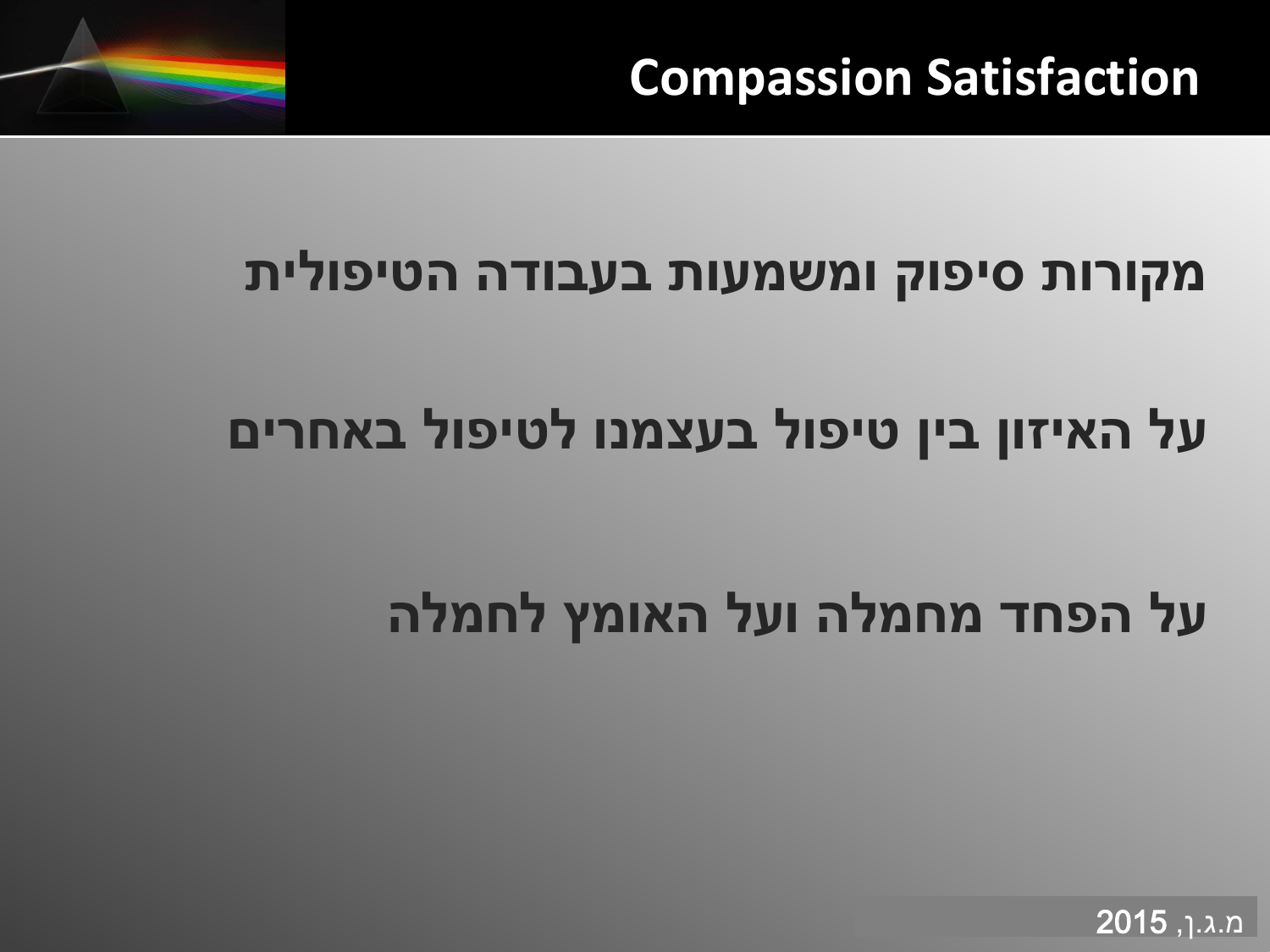# Compassion Satisfaction

מקורות סיפוק ומשמעות בעבודה הטיפולית

על האיזון בין טיפול בעצמנו לטיפול באחרים

על הפחד מחמלה ועל האומץ לחמלה

מ.ג.ן, 2015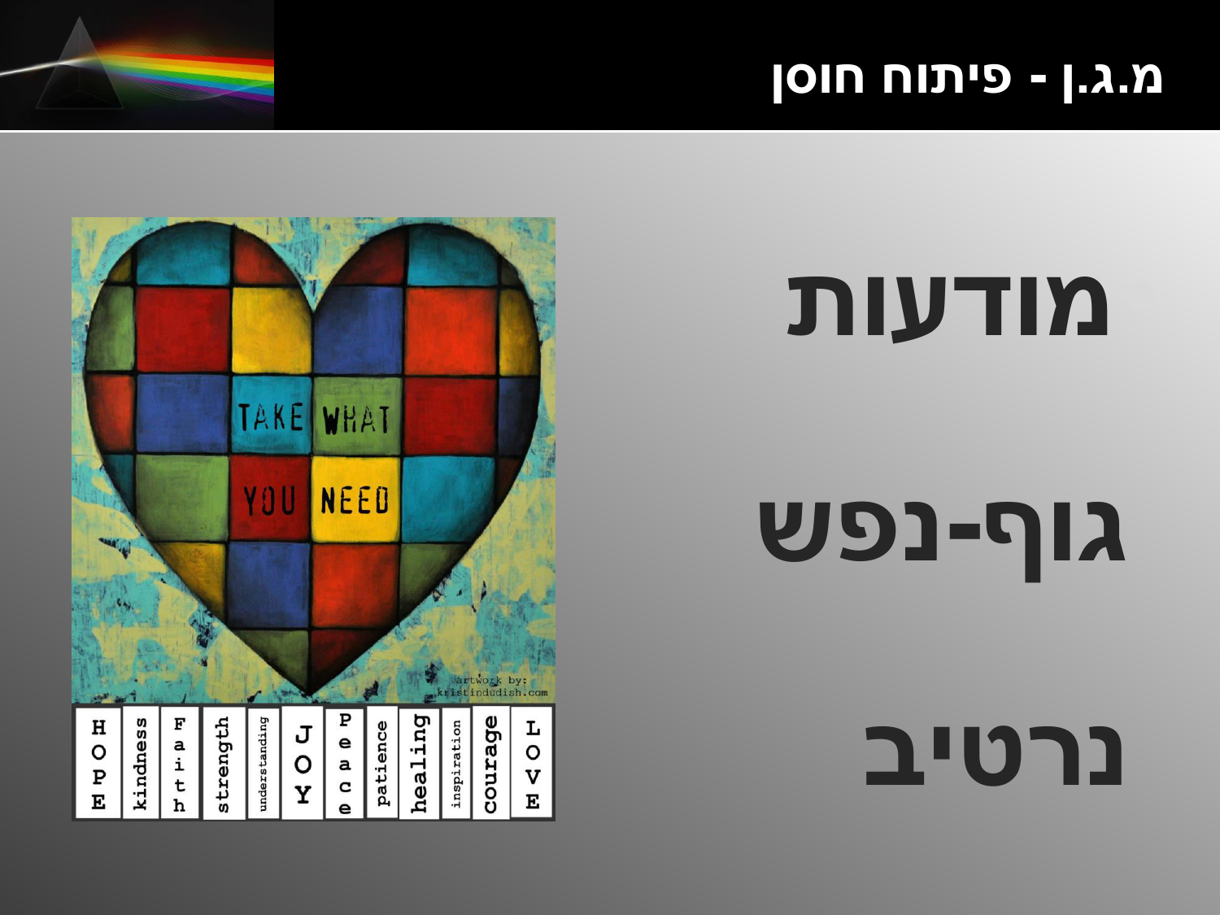# מ.ג.ן - פיתוח חוסן

## מודעות

## גוף-נפש

## נרטיב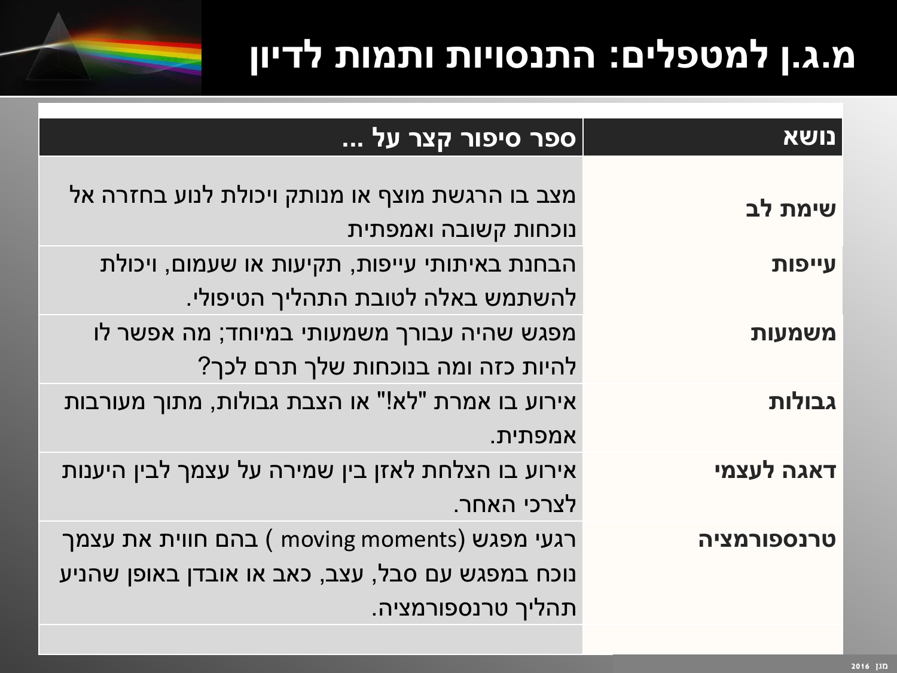# מ.ג.ן למטפלים: התנסויות ותמות לדיון

| נושא | ספר סיפור קצר על ... |
|---|---|
| שימת לב | מצב בו הרגשת מוצף או מנותק ויכולת לנוע בחזרה אל נוכחות קשובה ואמפתית |
| עייפות | הבחנת באיתותי עייפות, תקיעות או שעמום, ויכולת להשתמש באלה לטובת התהליך הטיפולי. |
| משמעות | מפגש שהיה עבורך משמעותי במיוחד; מה אפשר לו להיות כזה ומה בנוכחות שלך תרם לכך? |
| גבולות | אירוע בו אמרת "לא!" או הצבת גבולות, מתוך מעורבות אמפתית. |
| דאגה לעצמי | אירוע בו הצלחת לאזן בין שמירה על עצמך לבין היענות לצרכי האחר. |
| טרנספורמציה | רגעי מפגש (moving moments ) בהם חווית את עצמך נוכח במפגש עם סבל, עצב, כאב או אובדן באופן שהניע תהליך טרנספורמציה. |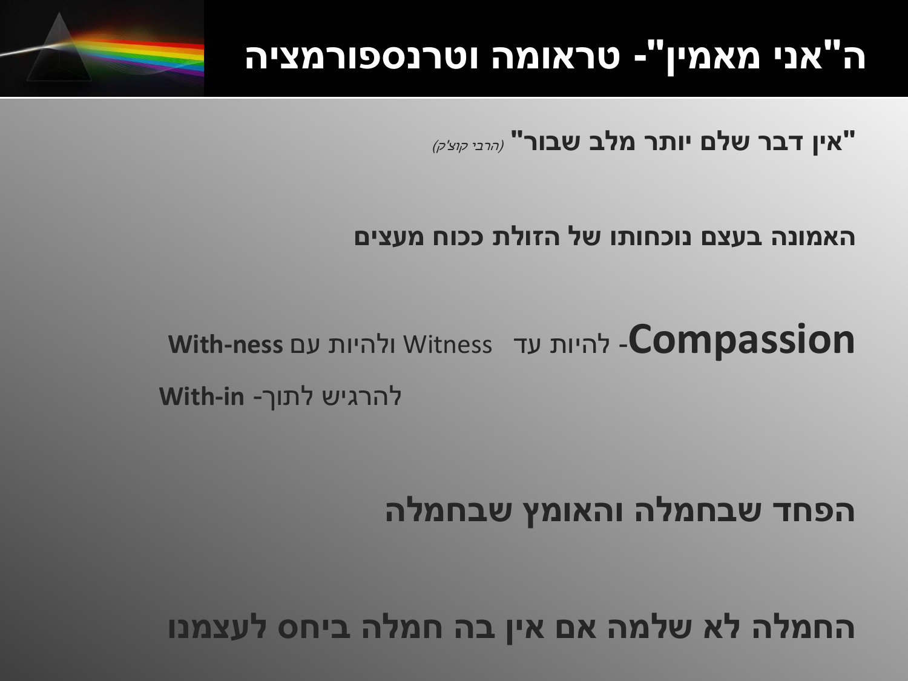# ה"אני מאמין"- טראומה וטרנספורמציה

**"אין דבר שלם יותר מלב שבור"** *(הרבי קוצ'ק)*

**האמונה בעצם נוכחותו של הזולת ככוח מעצים**

**Compassion**- להיות עד Witness ולהיות עם **With-ness**

להרגיש לתוך- **With-in**

**הפחד שבחמלה והאומץ שבחמלה**

**החמלה לא שלמה אם אין בה חמלה ביחס לעצמנו**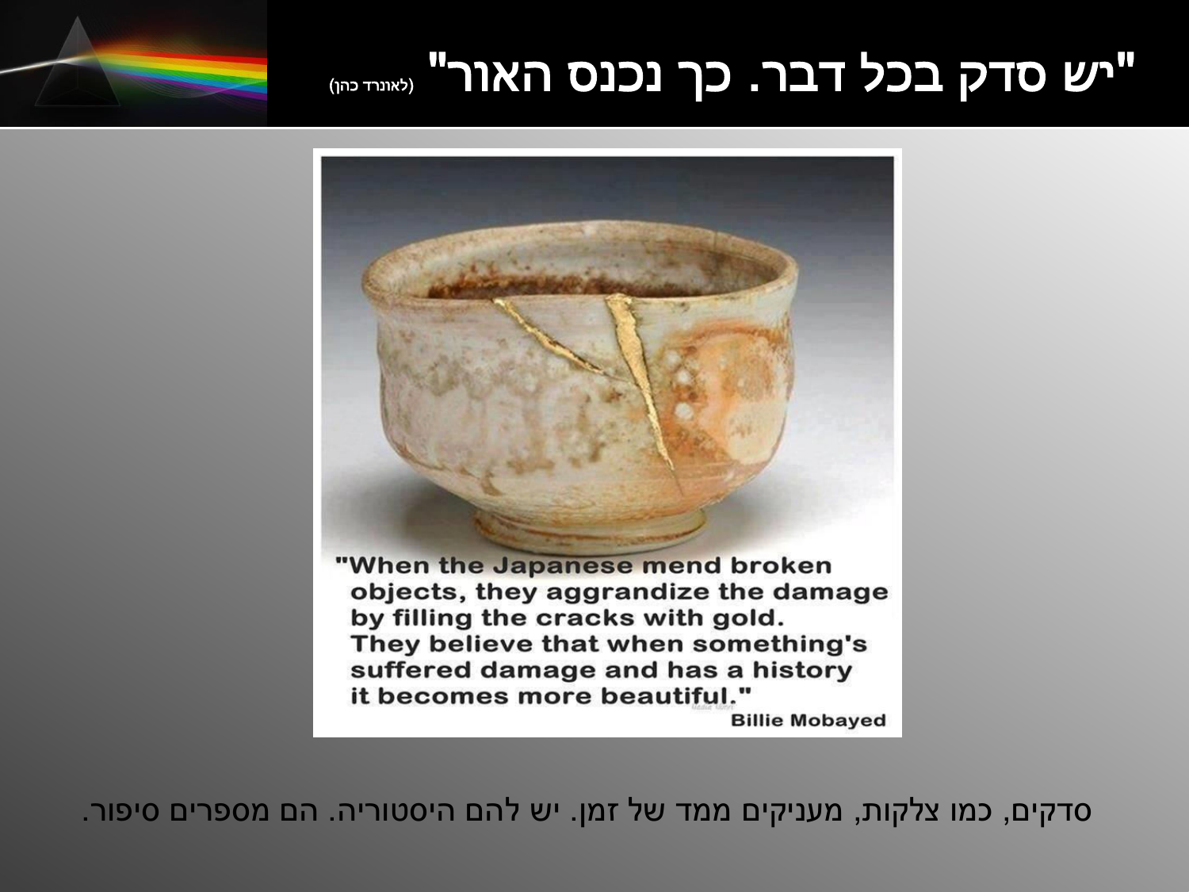# "יש סדק בכל דבר. כך נכנס האור" (לאונרד כהן)

"When the Japanese mend broken objects, they aggrandize the damage by filling the cracks with gold. They believe that when something's suffered damage and has a history it becomes more beautiful."

Billie Mobayed

סדקים, כמו צלקות, מעניקים ממד של זמן. יש להם היסטוריה. הם מספרים סיפור.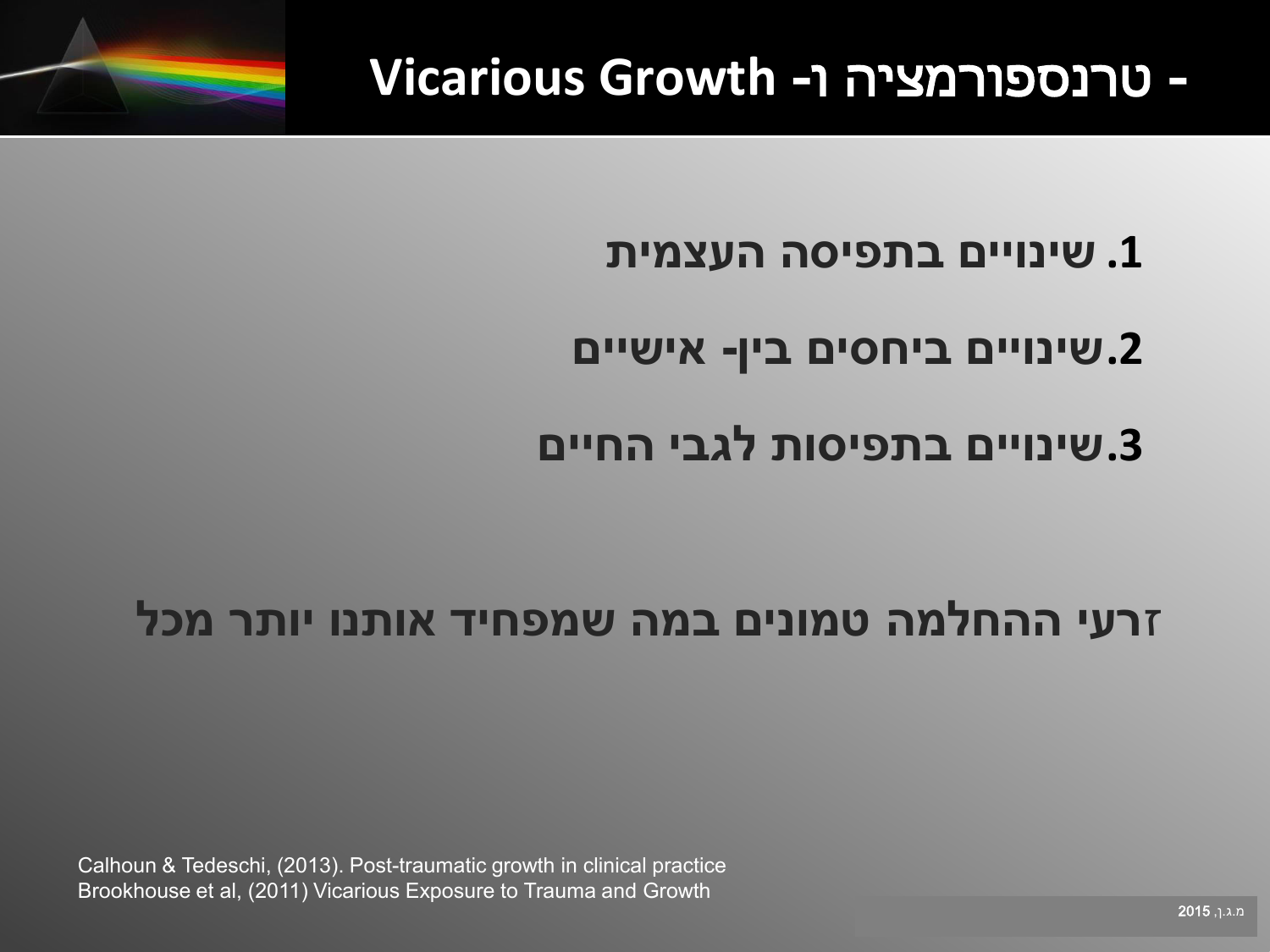# טרנספורמציה ו- Vicarious Growth -

1. שינויים בתפיסה העצמית
2. שינויים ביחסים בין- אישיים
3. שינויים בתפיסות לגבי החיים

**זרעי ההחלמה טמונים במה שמפחיד אותנו יותר מכל**

Calhoun & Tedeschi, (2013). Post-traumatic growth in clinical practice
Brookhouse et al, (2011) Vicarious Exposure to Trauma and Growth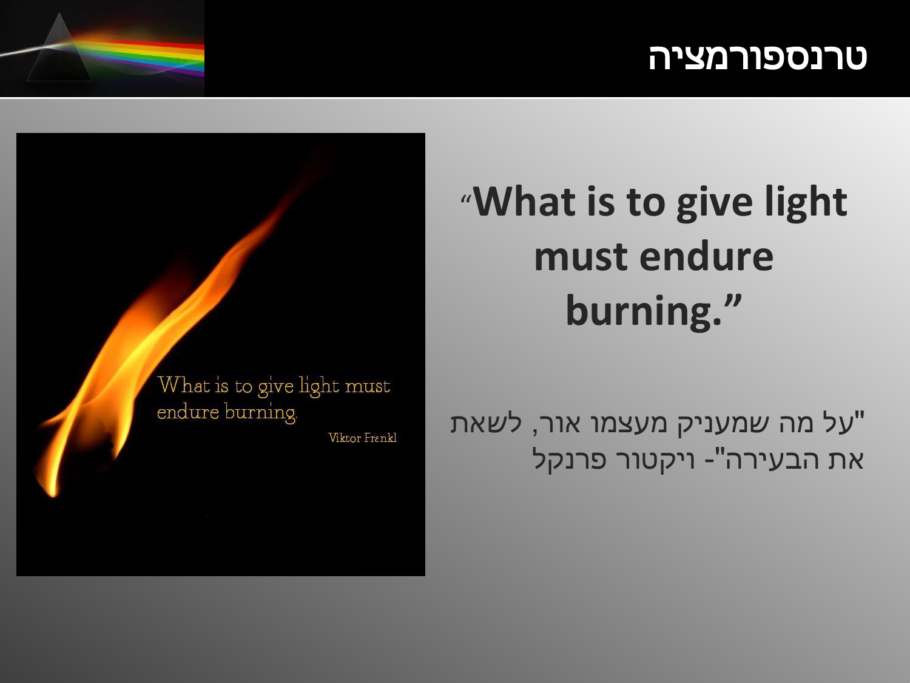# טרנספורמציה

What is to give light must endure burning.

Viktor Frankl

**"What is to give light must endure burning."**

"על מה שמעניק מעצמו אור, לשאת את הבעירה"- ויקטור פרנקל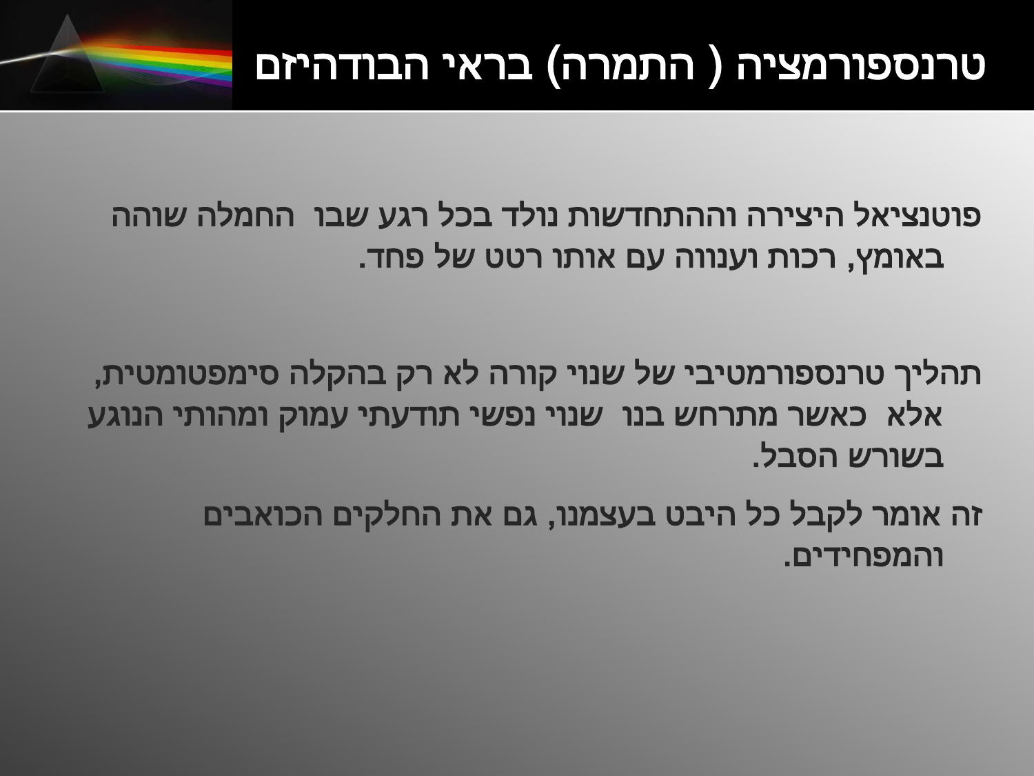# טרנספורמציה ( התמרה) בראי הבודהיזם

פוטנציאל היצירה וההתחדשות נולד בכל רגע שבו  החמלה שוהה באומץ, רכות וענווה עם אותו רטט של פחד.

תהליך טרנספורמטיבי של שנוי קורה לא רק בהקלה סימפטומטית, אלא  כאשר מתרחש בנו  שנוי נפשי תודעתי עמוק ומהותי הנוגע בשורש הסבל.

זה אומר לקבל כל היבט בעצמנו, גם את החלקים הכואבים והמפחידים.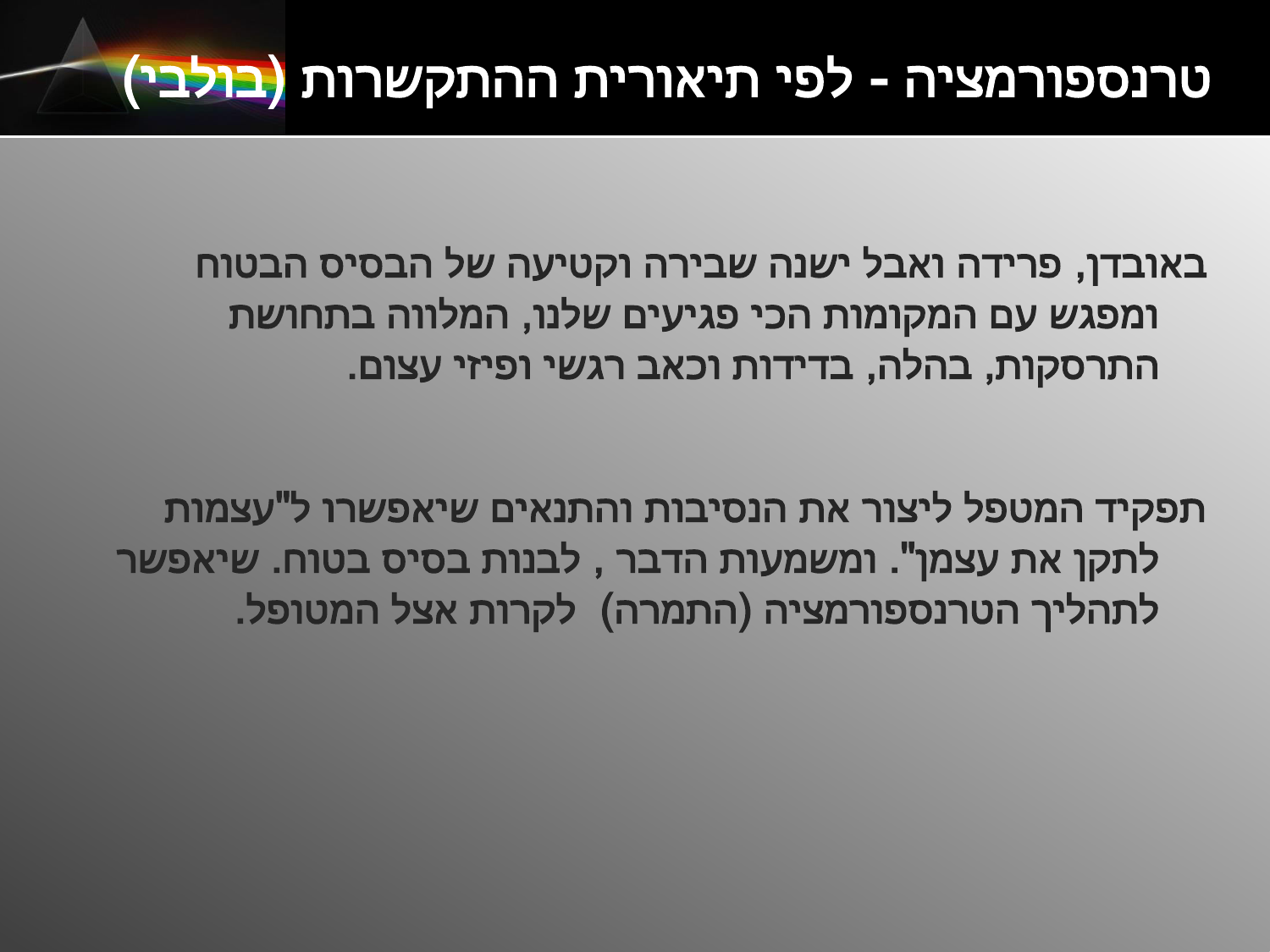# טרנספורמציה - לפי תיאורית ההתקשרות (בולבי)

באובדן, פרידה ואבל ישנה שבירה וקטיעה של הבסיס הבטוח ומפגש עם המקומות הכי פגיעים שלנו, המלווה בתחושת התרסקות, בהלה, בדידות וכאב רגשי ופיזי עצום.

תפקיד המטפל ליצור את הנסיבות והתנאים שיאפשרו ל"עצמות לתקן את עצמן". ומשמעות הדבר , לבנות בסיס בטוח. שיאפשר לתהליך הטרנספורמציה (התמרה) לקרות אצל המטופל.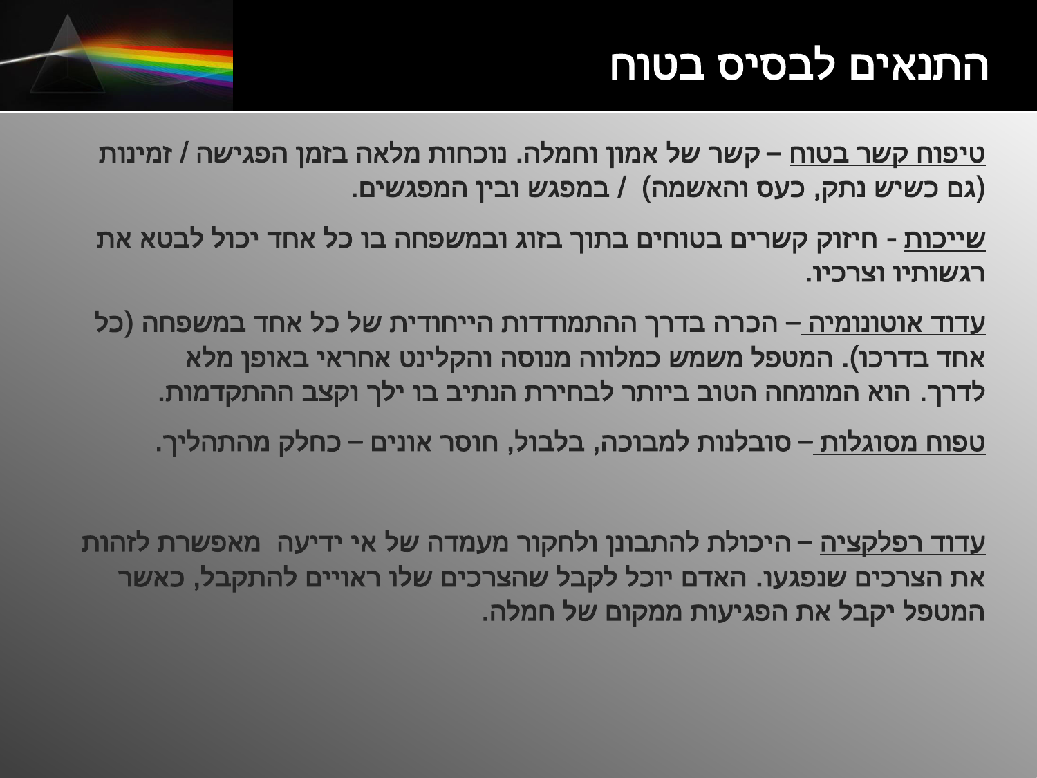# התנאים לבסיס בטוח

<u>טיפוח קשר בטוח</u> – קשר של אמון וחמלה. נוכחות מלאה בזמן הפגישה / זמינות (גם כשיש נתק, כעס והאשמה) / במפגש ובין המפגשים.

<u>שייכות</u> - חיזוק קשרים בטוחים בתוך בזוג ובמשפחה בו כל אחד יכול לבטא את רגשותיו וצרכיו.

<u>עדוד אוטונומיה</u> – הכרה בדרך ההתמודדות הייחודית של כל אחד במשפחה (כל אחד בדרכו). המטפל משמש כמלווה מנוסה והקלינט אחראי באופן מלא לדרך. הוא המומחה הטוב ביותר לבחירת הנתיב בו ילך וקצב ההתקדמות.

<u>טפוח מסוגלות</u> – סובלנות למבוכה, בלבול, חוסר אונים – כחלק מהתהליך.

<u>עדוד רפלקציה</u> – היכולת להתבונן ולחקור מעמדה של אי ידיעה מאפשרת לזהות את הצרכים שנפגעו. האדם יוכל לקבל שהצרכים שלו ראויים להתקבל, כאשר המטפל יקבל את הפגיעות ממקום של חמלה.